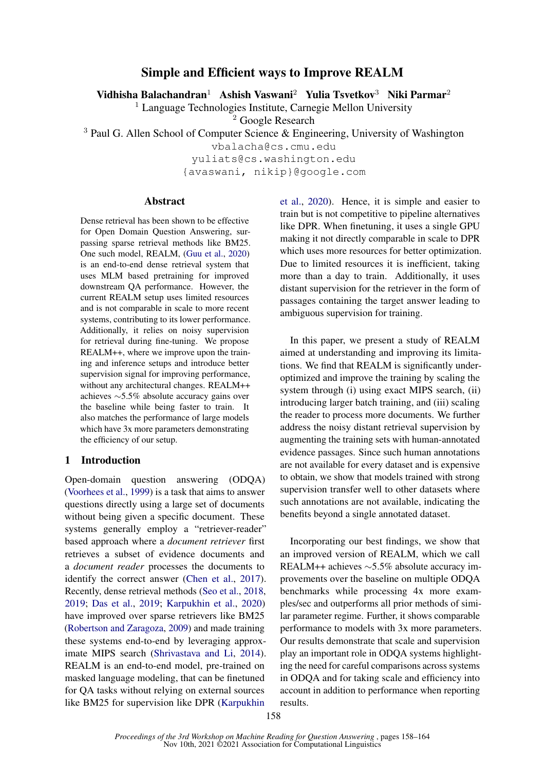# Simple and Efficient ways to Improve REALM

**Vidhisha Balachandran**[1] **Ashish Vaswani**[2] **Yulia Tsvetkov**[3] **Niki Parmar**[2]

[1] Language Technologies Institute, Carnegie Mellon University
[2] Google Research
[3] Paul G. Allen School of Computer Science & Engineering, University of Washington

vbalacha@cs.cmu.edu
yuliats@cs.washington.edu
{avaswani, nikip}@google.com

## Abstract

Dense retrieval has been shown to be effective for Open Domain Question Answering, surpassing sparse retrieval methods like BM25. One such model, REALM, (Guu et al., 2020) is an end-to-end dense retrieval system that uses MLM based pretraining for improved downstream QA performance. However, the current REALM setup uses limited resources and is not comparable in scale to more recent systems, contributing to its lower performance. Additionally, it relies on noisy supervision for retrieval during fine-tuning. We propose REALM++, where we improve upon the training and inference setups and introduce better supervision signal for improving performance, without any architectural changes. REALM++ achieves ∼5.5% absolute accuracy gains over the baseline while being faster to train. It also matches the performance of large models which have 3x more parameters demonstrating the efficiency of our setup.

## 1 Introduction

Open-domain question answering (ODQA) (Voorhees et al., 1999) is a task that aims to answer questions directly using a large set of documents without being given a specific document. These systems generally employ a "retriever-reader" based approach where a *document retriever* first retrieves a subset of evidence documents and a *document reader* processes the documents to identify the correct answer (Chen et al., 2017). Recently, dense retrieval methods (Seo et al., 2018, 2019; Das et al., 2019; Karpukhin et al., 2020) have improved over sparse retrievers like BM25 (Robertson and Zaragoza, 2009) and made training these systems end-to-end by leveraging approximate MIPS search (Shrivastava and Li, 2014). REALM is an end-to-end model, pre-trained on masked language modeling, that can be finetuned for QA tasks without relying on external sources like BM25 for supervision like DPR (Karpukhin et al., 2020). Hence, it is simple and easier to train but is not competitive to pipeline alternatives like DPR. When finetuning, it uses a single GPU making it not directly comparable in scale to DPR which uses more resources for better optimization. Due to limited resources it is inefficient, taking more than a day to train. Additionally, it uses distant supervision for the retriever in the form of passages containing the target answer leading to ambiguous supervision for training.

In this paper, we present a study of REALM aimed at understanding and improving its limitations. We find that REALM is significantly under-optimized and improve the training by scaling the system through (i) using exact MIPS search, (ii) introducing larger batch training, and (iii) scaling the reader to process more documents. We further address the noisy distant retrieval supervision by augmenting the training sets with human-annotated evidence passages. Since such human annotations are not available for every dataset and is expensive to obtain, we show that models trained with strong supervision transfer well to other datasets where such annotations are not available, indicating the benefits beyond a single annotated dataset.

Incorporating our best findings, we show that an improved version of REALM, which we call REALM++ achieves ∼5.5% absolute accuracy improvements over the baseline on multiple ODQA benchmarks while processing 4x more examples/sec and outperforms all prior methods of similar parameter regime. Further, it shows comparable performance to models with 3x more parameters. Our results demonstrate that scale and supervision play an important role in ODQA systems highlighting the need for careful comparisons across systems in ODQA and for taking scale and efficiency into account in addition to performance when reporting results.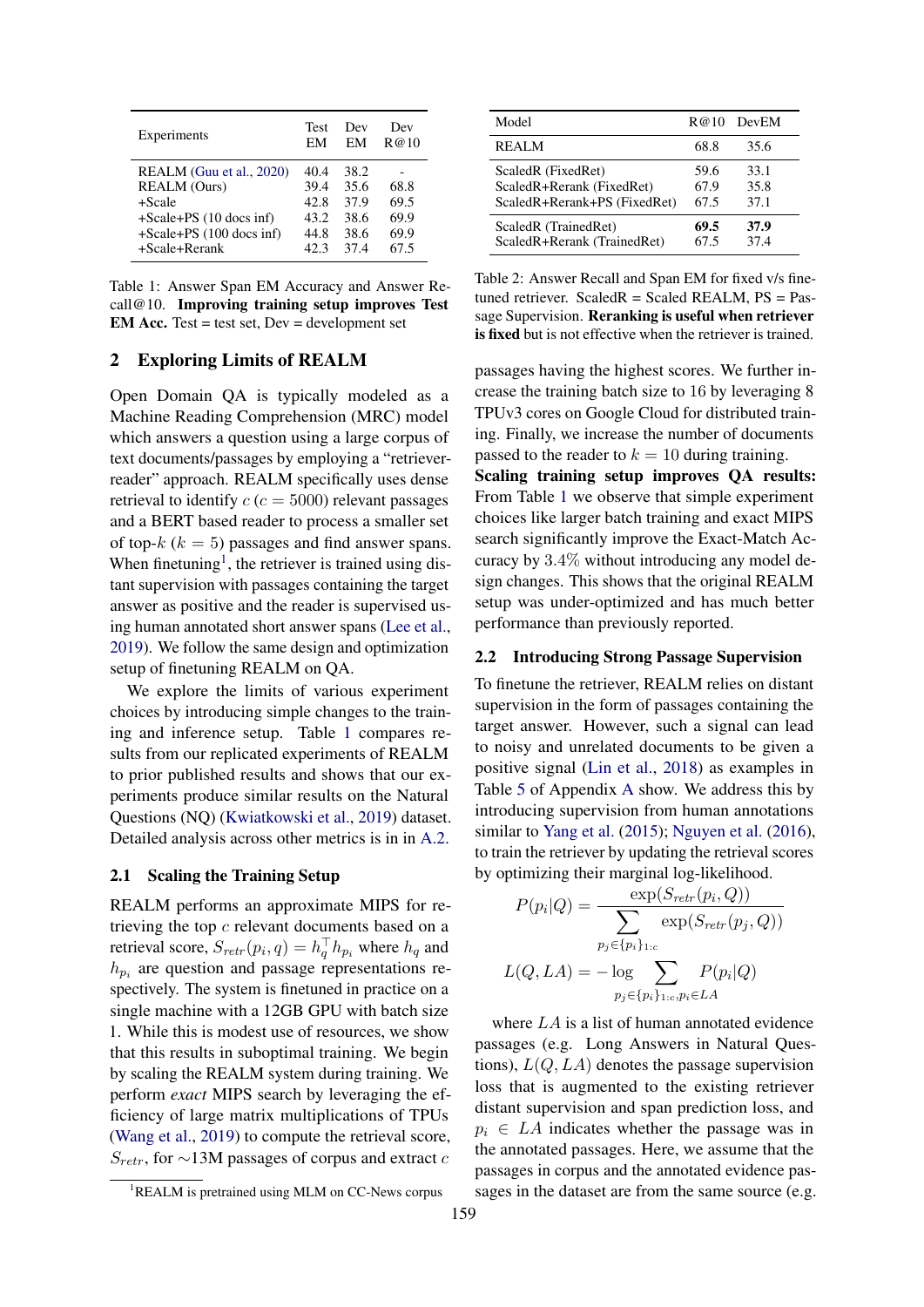| Experiments | Test EM | Dev EM | Dev R@10 |
|---|---|---|---|
| REALM (Guu et al., 2020) | 40.4 | 38.2 | - |
| REALM (Ours) | 39.4 | 35.6 | 68.8 |
| +Scale | 42.8 | 37.9 | 69.5 |
| +Scale+PS (10 docs inf) | 43.2 | 38.6 | 69.9 |
| +Scale+PS (100 docs inf) | 44.8 | 38.6 | 69.9 |
| +Scale+Rerank | 42.3 | 37.4 | 67.5 |

Table 1: Answer Span EM Accuracy and Answer Recall@10. **Improving training setup improves Test EM Acc.** Test = test set, Dev = development set

## 2 Exploring Limits of REALM

Open Domain QA is typically modeled as a Machine Reading Comprehension (MRC) model which answers a question using a large corpus of text documents/passages by employing a "retriever-reader" approach. REALM specifically uses dense retrieval to identify $c$ ($c = 5000$) relevant passages and a BERT based reader to process a smaller set of top-$k$ ($k = 5$) passages and find answer spans. When finetuning[1], the retriever is trained using distant supervision with passages containing the target answer as positive and the reader is supervised using human annotated short answer spans (Lee et al., 2019). We follow the same design and optimization setup of finetuning REALM on QA.

We explore the limits of various experiment choices by introducing simple changes to the training and inference setup. Table 1 compares results from our replicated experiments of REALM to prior published results and shows that our experiments produce similar results on the Natural Questions (NQ) (Kwiatkowski et al., 2019) dataset. Detailed analysis across other metrics is in in A.2.

### 2.1 Scaling the Training Setup

REALM performs an approximate MIPS for retrieving the top $c$ relevant documents based on a retrieval score, $S_{retr}(p_i, q) = h_q^\top h_{p_i}$ where $h_q$ and $h_{p_i}$ are question and passage representations respectively. The system is finetuned in practice on a single machine with a 12GB GPU with batch size 1. While this is modest use of resources, we show that this results in suboptimal training. We begin by scaling the REALM system during training. We perform *exact* MIPS search by leveraging the efficiency of large matrix multiplications of TPUs (Wang et al., 2019) to compute the retrieval score, $S_{retr}$, for ~13M passages of corpus and extract $c$ passages having the highest scores. We further increase the training batch size to 16 by leveraging 8 TPUv3 cores on Google Cloud for distributed training. Finally, we increase the number of documents passed to the reader to $k = 10$ during training.

[1] REALM is pretrained using MLM on CC-News corpus

| Model | R@10 | DevEM |
|---|---|---|
| REALM | 68.8 | 35.6 |
| ScaledR (FixedRet) | 59.6 | 33.1 |
| ScaledR+Rerank (FixedRet) | 67.9 | 35.8 |
| ScaledR+Rerank+PS (FixedRet) | 67.5 | 37.1 |
| ScaledR (TrainedRet) | **69.5** | **37.9** |
| ScaledR+Rerank (TrainedRet) | 67.5 | 37.4 |

Table 2: Answer Recall and Span EM for fixed v/s finetuned retriever. ScaledR = Scaled REALM, PS = Passage Supervision. **Reranking is useful when retriever is fixed** but is not effective when the retriever is trained.

**Scaling training setup improves QA results:** From Table 1 we observe that simple experiment choices like larger batch training and exact MIPS search significantly improve the Exact-Match Accuracy by 3.4% without introducing any model design changes. This shows that the original REALM setup was under-optimized and has much better performance than previously reported.

### 2.2 Introducing Strong Passage Supervision

To finetune the retriever, REALM relies on distant supervision in the form of passages containing the target answer. However, such a signal can lead to noisy and unrelated documents to be given a positive signal (Lin et al., 2018) as examples in Table 5 of Appendix A show. We address this by introducing supervision from human annotations similar to Yang et al. (2015); Nguyen et al. (2016), to train the retriever by updating the retrieval scores by optimizing their marginal log-likelihood.

$$P(p_i|Q) = \frac{\exp(S_{retr}(p_i, Q))}{\sum_{p_j \in \{p_i\}_{1:c}} \exp(S_{retr}(p_j, Q))}$$

$$L(Q, LA) = -\log \sum_{p_j \in \{p_i\}_{1:c}, p_i \in LA} P(p_i|Q)$$

where $LA$ is a list of human annotated evidence passages (e.g. Long Answers in Natural Questions), $L(Q, LA)$ denotes the passage supervision loss that is augmented to the existing retriever distant supervision and span prediction loss, and $p_i \in LA$ indicates whether the passage was in the annotated passages. Here, we assume that the passages in corpus and the annotated evidence passages in the dataset are from the same source (e.g.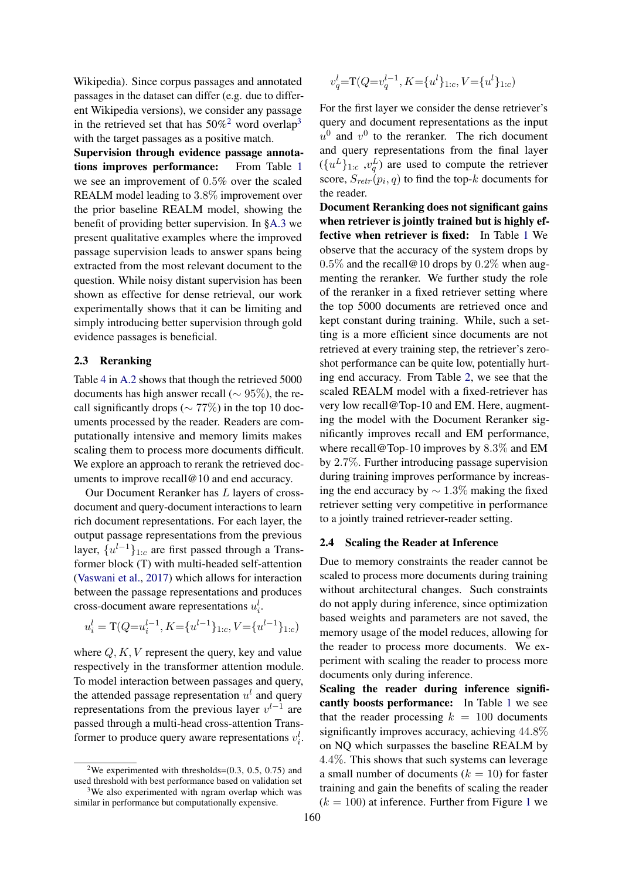Wikipedia). Since corpus passages and annotated passages in the dataset can differ (e.g. due to different Wikipedia versions), we consider any passage in the retrieved set that has 50%[2] word overlap[3] with the target passages as a positive match.

**Supervision through evidence passage annotations improves performance:** From Table 1 we see an improvement of 0.5% over the scaled REALM model leading to 3.8% improvement over the prior baseline REALM model, showing the benefit of providing better supervision. In §A.3 we present qualitative examples where the improved passage supervision leads to answer spans being extracted from the most relevant document to the question. While noisy distant supervision has been shown as effective for dense retrieval, our work experimentally shows that it can be limiting and simply introducing better supervision through gold evidence passages is beneficial.

### 2.3 Reranking

Table 4 in A.2 shows that though the retrieved 5000 documents has high answer recall ($\sim 95\%$), the recall significantly drops ($\sim 77\%$) in the top 10 documents processed by the reader. Readers are computationally intensive and memory limits makes scaling them to process more documents difficult. We explore an approach to rerank the retrieved documents to improve recall@10 and end accuracy.

Our Document Reranker has $L$ layers of cross-document and query-document interactions to learn rich document representations. For each layer, the output passage representations from the previous layer, $\{u^{l-1}\}_{1:c}$ are first passed through a Transformer block (T) with multi-headed self-attention (Vaswani et al., 2017) which allows for interaction between the passage representations and produces cross-document aware representations $u_i^l$.

$$u_i^l = \mathrm{T}(Q{=}u_i^{l-1}, K{=}\{u^{l-1}\}_{1:c}, V{=}\{u^{l-1}\}_{1:c})$$

where $Q, K, V$ represent the query, key and value respectively in the transformer attention module. To model interaction between passages and query, the attended passage representation $u^l$ and query representations from the previous layer $v^{l-1}$ are passed through a multi-head cross-attention Transformer to produce query aware representations $v_i^l$.

$$v_q^l{=}\mathrm{T}(Q{=}v_q^{l-1}, K{=}\{u^l\}_{1:c}, V{=}\{u^l\}_{1:c})$$

For the first layer we consider the dense retriever's query and document representations as the input $u^0$ and $v^0$ to the reranker. The rich document and query representations from the final layer ($\{u^L\}_{1:c}$ ,$v_q^L$) are used to compute the retriever score, $S_{retr}(p_i, q)$ to find the top-$k$ documents for the reader.

**Document Reranking does not significant gains when retriever is jointly trained but is highly effective when retriever is fixed:** In Table 1 We observe that the accuracy of the system drops by 0.5% and the recall@10 drops by 0.2% when augmenting the reranker. We further study the role of the reranker in a fixed retriever setting where the top 5000 documents are retrieved once and kept constant during training. While, such a setting is a more efficient since documents are not retrieved at every training step, the retriever's zero-shot performance can be quite low, potentially hurting end accuracy. From Table 2, we see that the scaled REALM model with a fixed-retriever has very low recall@Top-10 and EM. Here, augmenting the model with the Document Reranker significantly improves recall and EM performance, where recall@Top-10 improves by 8.3% and EM by 2.7%. Further introducing passage supervision during training improves performance by increasing the end accuracy by $\sim 1.3\%$ making the fixed retriever setting very competitive in performance to a jointly trained retriever-reader setting.

### 2.4 Scaling the Reader at Inference

Due to memory constraints the reader cannot be scaled to process more documents during training without architectural changes. Such constraints do not apply during inference, since optimization based weights and parameters are not saved, the memory usage of the model reduces, allowing for the reader to process more documents. We experiment with scaling the reader to process more documents only during inference.

**Scaling the reader during inference significantly boosts performance:** In Table 1 we see that the reader processing $k = 100$ documents significantly improves accuracy, achieving 44.8% on NQ which surpasses the baseline REALM by 4.4%. This shows that such systems can leverage a small number of documents ($k = 10$) for faster training and gain the benefits of scaling the reader ($k = 100$) at inference. Further from Figure 1 we

[2] We experimented with thresholds=(0.3, 0.5, 0.75) and used threshold with best performance based on validation set

[3] We also experimented with ngram overlap which was similar in performance but computationally expensive.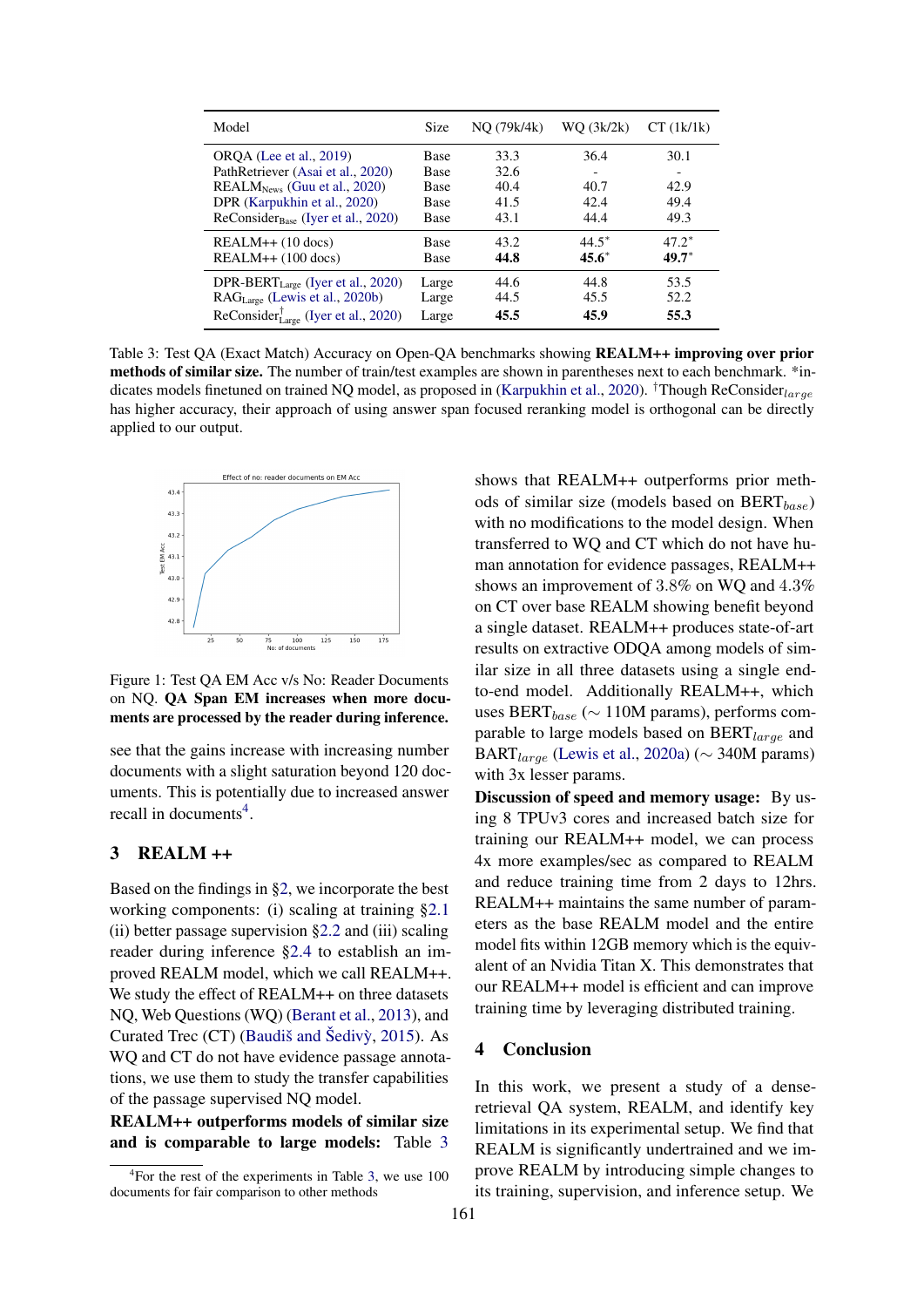| Model | Size | NQ (79k/4k) | WQ (3k/2k) | CT (1k/1k) |
|---|---|---|---|---|
| ORQA (Lee et al., 2019) | Base | 33.3 | 36.4 | 30.1 |
| PathRetriever (Asai et al., 2020) | Base | 32.6 | - | - |
| REALM$_{\text{News}}$ (Guu et al., 2020) | Base | 40.4 | 40.7 | 42.9 |
| DPR (Karpukhin et al., 2020) | Base | 41.5 | 42.4 | 49.4 |
| ReConsider$_{\text{Base}}$ (Iyer et al., 2020) | Base | 43.1 | 44.4 | 49.3 |
| REALM++ (10 docs) | Base | 43.2 | 44.5* | 47.2* |
| REALM++ (100 docs) | Base | **44.8** | **45.6*** | **49.7*** |
| DPR-BERT$_{\text{Large}}$ (Iyer et al., 2020) | Large | 44.6 | 44.8 | 53.5 |
| RAG$_{\text{Large}}$ (Lewis et al., 2020b) | Large | 44.5 | 45.5 | 52.2 |
| ReConsider$^{\dagger}_{\text{Large}}$ (Iyer et al., 2020) | Large | **45.5** | **45.9** | **55.3** |

Table 3: Test QA (Exact Match) Accuracy on Open-QA benchmarks showing **REALM++ improving over prior methods of similar size.** The number of train/test examples are shown in parentheses next to each benchmark. *indicates models finetuned on trained NQ model, as proposed in (Karpukhin et al., 2020). †Though ReConsider$_{large}$ has higher accuracy, their approach of using answer span focused reranking model is orthogonal can be directly applied to our output.

Figure 1: Test QA EM Acc v/s No: Reader Documents on NQ. **QA Span EM increases when more documents are processed by the reader during inference.**

see that the gains increase with increasing number documents with a slight saturation beyond 120 documents. This is potentially due to increased answer recall in documents[4].

## 3 REALM ++

Based on the findings in §2, we incorporate the best working components: (i) scaling at training §2.1 (ii) better passage supervision §2.2 and (iii) scaling reader during inference §2.4 to establish an improved REALM model, which we call REALM++. We study the effect of REALM++ on three datasets NQ, Web Questions (WQ) (Berant et al., 2013), and Curated Trec (CT) (Baudiš and Šedivỳ, 2015). As WQ and CT do not have evidence passage annotations, we use them to study the transfer capabilities of the passage supervised NQ model.

**REALM++ outperforms models of similar size and is comparable to large models:** Table 3 shows that REALM++ outperforms prior methods of similar size (models based on BERT$_{base}$) with no modifications to the model design. When transferred to WQ and CT which do not have human annotation for evidence passages, REALM++ shows an improvement of 3.8% on WQ and 4.3% on CT over base REALM showing benefit beyond a single dataset. REALM++ produces state-of-art results on extractive ODQA among models of similar size in all three datasets using a single end-to-end model. Additionally REALM++, which uses BERT$_{base}$ ($\sim$ 110M params), performs comparable to large models based on BERT$_{large}$ and BART$_{large}$ (Lewis et al., 2020a) ($\sim$ 340M params) with 3x lesser params.

**Discussion of speed and memory usage:** By using 8 TPUv3 cores and increased batch size for training our REALM++ model, we can process 4x more examples/sec as compared to REALM and reduce training time from 2 days to 12hrs. REALM++ maintains the same number of parameters as the base REALM model and the entire model fits within 12GB memory which is the equivalent of an Nvidia Titan X. This demonstrates that our REALM++ model is efficient and can improve training time by leveraging distributed training.

## 4 Conclusion

In this work, we present a study of a dense-retrieval QA system, REALM, and identify key limitations in its experimental setup. We find that REALM is significantly undertrained and we improve REALM by introducing simple changes to its training, supervision, and inference setup. We

[4] For the rest of the experiments in Table 3, we use 100 documents for fair comparison to other methods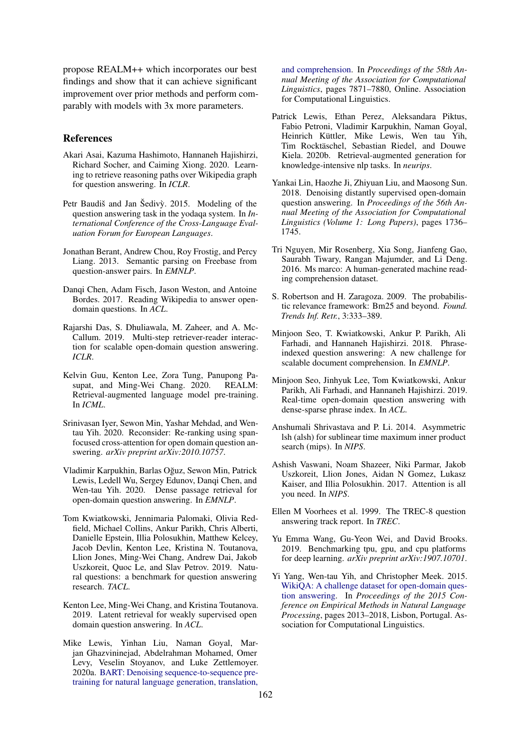propose REALM++ which incorporates our best findings and show that it can achieve significant improvement over prior methods and perform comparably with models with 3x more parameters.

## References

Akari Asai, Kazuma Hashimoto, Hannaneh Hajishirzi, Richard Socher, and Caiming Xiong. 2020. Learning to retrieve reasoning paths over Wikipedia graph for question answering. In *ICLR*.

Petr Baudiš and Jan Šedivỳ. 2015. Modeling of the question answering task in the yodaqa system. In *International Conference of the Cross-Language Evaluation Forum for European Languages*.

Jonathan Berant, Andrew Chou, Roy Frostig, and Percy Liang. 2013. Semantic parsing on Freebase from question-answer pairs. In *EMNLP*.

Danqi Chen, Adam Fisch, Jason Weston, and Antoine Bordes. 2017. Reading Wikipedia to answer open-domain questions. In *ACL*.

Rajarshi Das, S. Dhuliawala, M. Zaheer, and A. McCallum. 2019. Multi-step retriever-reader interaction for scalable open-domain question answering. *ICLR*.

Kelvin Guu, Kenton Lee, Zora Tung, Panupong Pasupat, and Ming-Wei Chang. 2020. REALM: Retrieval-augmented language model pre-training. In *ICML*.

Srinivasan Iyer, Sewon Min, Yashar Mehdad, and Wen-tau Yih. 2020. Reconsider: Re-ranking using span-focused cross-attention for open domain question answering. *arXiv preprint arXiv:2010.10757*.

Vladimir Karpukhin, Barlas Oğuz, Sewon Min, Patrick Lewis, Ledell Wu, Sergey Edunov, Danqi Chen, and Wen-tau Yih. 2020. Dense passage retrieval for open-domain question answering. In *EMNLP*.

Tom Kwiatkowski, Jennimaria Palomaki, Olivia Redfield, Michael Collins, Ankur Parikh, Chris Alberti, Danielle Epstein, Illia Polosukhin, Matthew Kelcey, Jacob Devlin, Kenton Lee, Kristina N. Toutanova, Llion Jones, Ming-Wei Chang, Andrew Dai, Jakob Uszkoreit, Quoc Le, and Slav Petrov. 2019. Natural questions: a benchmark for question answering research. *TACL*.

Kenton Lee, Ming-Wei Chang, and Kristina Toutanova. 2019. Latent retrieval for weakly supervised open domain question answering. In *ACL*.

Mike Lewis, Yinhan Liu, Naman Goyal, Marjan Ghazvininejad, Abdelrahman Mohamed, Omer Levy, Veselin Stoyanov, and Luke Zettlemoyer. 2020a. BART: Denoising sequence-to-sequence pre-training for natural language generation, translation, and comprehension. In *Proceedings of the 58th Annual Meeting of the Association for Computational Linguistics*, pages 7871–7880, Online. Association for Computational Linguistics.

Patrick Lewis, Ethan Perez, Aleksandara Piktus, Fabio Petroni, Vladimir Karpukhin, Naman Goyal, Heinrich Küttler, Mike Lewis, Wen tau Yih, Tim Rocktäschel, Sebastian Riedel, and Douwe Kiela. 2020b. Retrieval-augmented generation for knowledge-intensive nlp tasks. In *neurips*.

Yankai Lin, Haozhe Ji, Zhiyuan Liu, and Maosong Sun. 2018. Denoising distantly supervised open-domain question answering. In *Proceedings of the 56th Annual Meeting of the Association for Computational Linguistics (Volume 1: Long Papers)*, pages 1736–1745.

Tri Nguyen, Mir Rosenberg, Xia Song, Jianfeng Gao, Saurabh Tiwary, Rangan Majumder, and Li Deng. 2016. Ms marco: A human-generated machine reading comprehension dataset.

S. Robertson and H. Zaragoza. 2009. The probabilistic relevance framework: Bm25 and beyond. *Found. Trends Inf. Retr.*, 3:333–389.

Minjoon Seo, T. Kwiatkowski, Ankur P. Parikh, Ali Farhadi, and Hannaneh Hajishirzi. 2018. Phrase-indexed question answering: A new challenge for scalable document comprehension. In *EMNLP*.

Minjoon Seo, Jinhyuk Lee, Tom Kwiatkowski, Ankur Parikh, Ali Farhadi, and Hannaneh Hajishirzi. 2019. Real-time open-domain question answering with dense-sparse phrase index. In *ACL*.

Anshumali Shrivastava and P. Li. 2014. Asymmetric lsh (alsh) for sublinear time maximum inner product search (mips). In *NIPS*.

Ashish Vaswani, Noam Shazeer, Niki Parmar, Jakob Uszkoreit, Llion Jones, Aidan N Gomez, Lukasz Kaiser, and Illia Polosukhin. 2017. Attention is all you need. In *NIPS*.

Ellen M Voorhees et al. 1999. The TREC-8 question answering track report. In *TREC*.

Yu Emma Wang, Gu-Yeon Wei, and David Brooks. 2019. Benchmarking tpu, gpu, and cpu platforms for deep learning. *arXiv preprint arXiv:1907.10701*.

Yi Yang, Wen-tau Yih, and Christopher Meek. 2015. WikiQA: A challenge dataset for open-domain question answering. In *Proceedings of the 2015 Conference on Empirical Methods in Natural Language Processing*, pages 2013–2018, Lisbon, Portugal. Association for Computational Linguistics.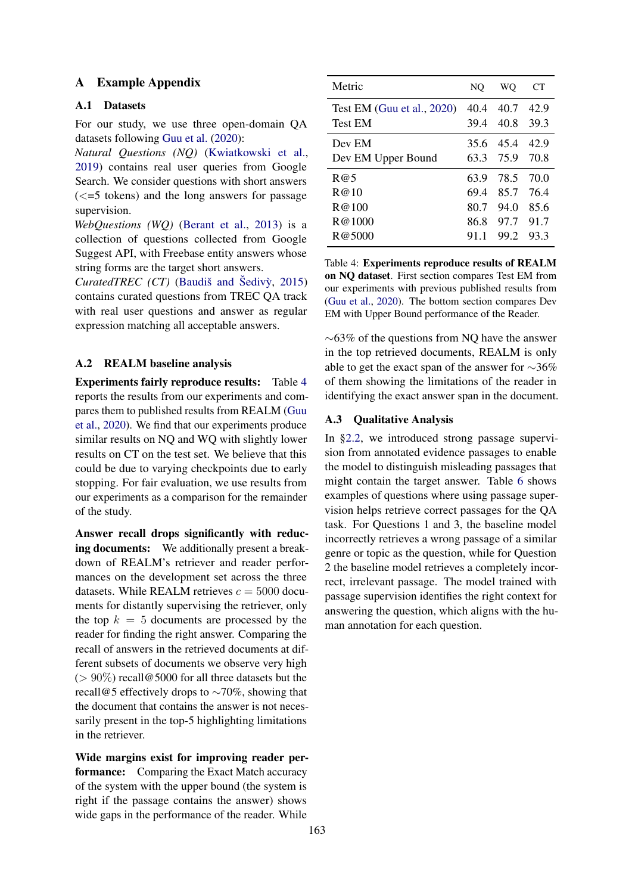# A Example Appendix

## A.1 Datasets

For our study, we use three open-domain QA datasets following Guu et al. (2020):

*Natural Questions (NQ)* (Kwiatkowski et al., 2019) contains real user queries from Google Search. We consider questions with short answers (<=5 tokens) and the long answers for passage supervision.

*WebQuestions (WQ)* (Berant et al., 2013) is a collection of questions collected from Google Suggest API, with Freebase entity answers whose string forms are the target short answers.

*CuratedTREC (CT)* (Baudiš and Šedivỳ, 2015) contains curated questions from TREC QA track with real user questions and answer as regular expression matching all acceptable answers.

## A.2 REALM baseline analysis

**Experiments fairly reproduce results:** Table 4 reports the results from our experiments and compares them to published results from REALM (Guu et al., 2020). We find that our experiments produce similar results on NQ and WQ with slightly lower results on CT on the test set. We believe that this could be due to varying checkpoints due to early stopping. For fair evaluation, we use results from our experiments as a comparison for the remainder of the study.

**Answer recall drops significantly with reducing documents:** We additionally present a breakdown of REALM's retriever and reader performances on the development set across the three datasets. While REALM retrieves $c = 5000$ documents for distantly supervising the retriever, only the top $k = 5$ documents are processed by the reader for finding the right answer. Comparing the recall of answers in the retrieved documents at different subsets of documents we observe very high ($> 90\%$) recall@5000 for all three datasets but the recall@5 effectively drops to ~70%, showing that the document that contains the answer is not necessarily present in the top-5 highlighting limitations in the retriever.

**Wide margins exist for improving reader performance:** Comparing the Exact Match accuracy of the system with the upper bound (the system is right if the passage contains the answer) shows wide gaps in the performance of the reader. While ~63% of the questions from NQ have the answer in the top retrieved documents, REALM is only able to get the exact span of the answer for ~36% of them showing the limitations of the reader in identifying the exact answer span in the document.

| Metric | NQ | WQ | CT |
|---|---|---|---|
| Test EM (Guu et al., 2020) | 40.4 | 40.7 | 42.9 |
| Test EM | 39.4 | 40.8 | 39.3 |
| Dev EM | 35.6 | 45.4 | 42.9 |
| Dev EM Upper Bound | 63.3 | 75.9 | 70.8 |
| R@5 | 63.9 | 78.5 | 70.0 |
| R@10 | 69.4 | 85.7 | 76.4 |
| R@100 | 80.7 | 94.0 | 85.6 |
| R@1000 | 86.8 | 97.7 | 91.7 |
| R@5000 | 91.1 | 99.2 | 93.3 |

Table 4: **Experiments reproduce results of REALM on NQ dataset**. First section compares Test EM from our experiments with previous published results from (Guu et al., 2020). The bottom section compares Dev EM with Upper Bound performance of the Reader.

## A.3 Qualitative Analysis

In §2.2, we introduced strong passage supervision from annotated evidence passages to enable the model to distinguish misleading passages that might contain the target answer. Table 6 shows examples of questions where using passage supervision helps retrieve correct passages for the QA task. For Questions 1 and 3, the baseline model incorrectly retrieves a wrong passage of a similar genre or topic as the question, while for Question 2 the baseline model retrieves a completely incorrect, irrelevant passage. The model trained with passage supervision identifies the right context for answering the question, which aligns with the human annotation for each question.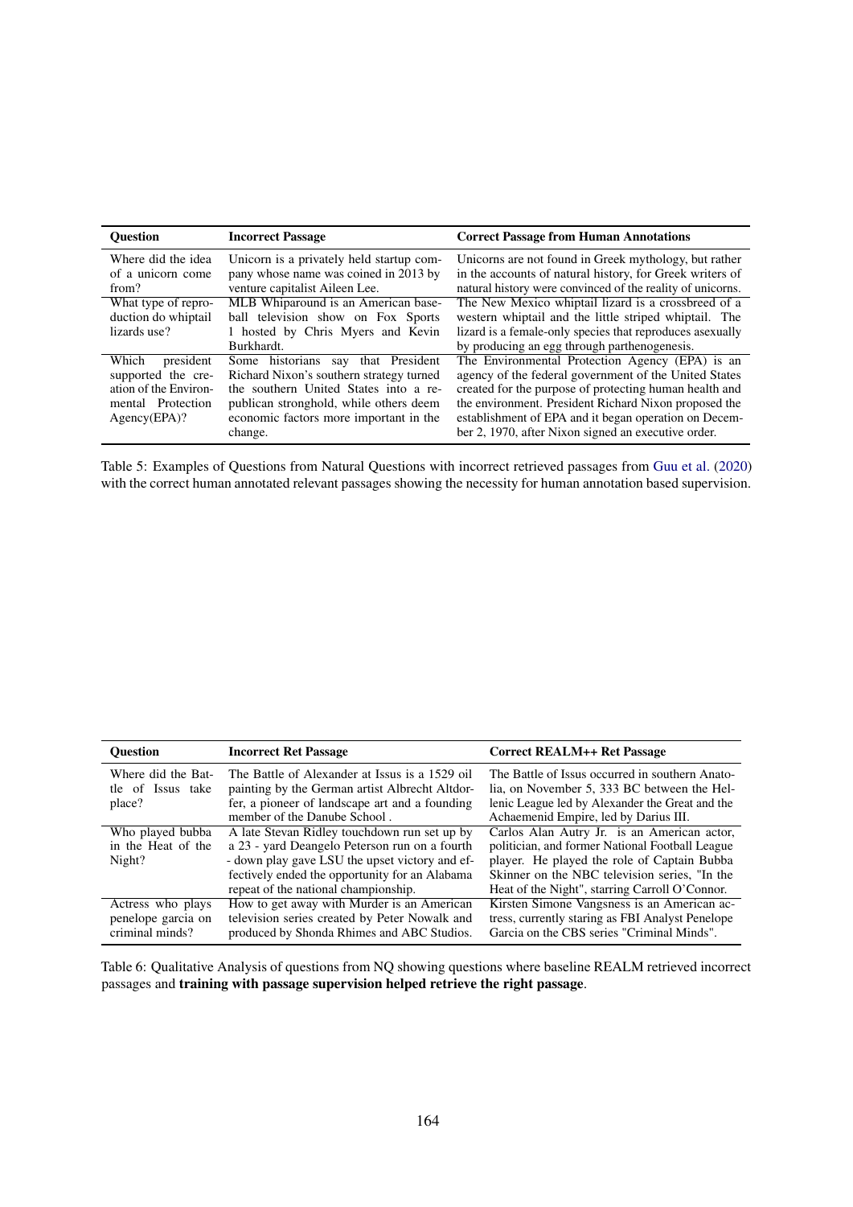| Question | Incorrect Passage | Correct Passage from Human Annotations |
| --- | --- | --- |
| Where did the idea of a unicorn come from? | Unicorn is a privately held startup company whose name was coined in 2013 by venture capitalist Aileen Lee. | Unicorns are not found in Greek mythology, but rather in the accounts of natural history, for Greek writers of natural history were convinced of the reality of unicorns. |
| What type of reproduction do whiptail lizards use? | MLB Whiparound is an American baseball television show on Fox Sports 1 hosted by Chris Myers and Kevin Burkhardt. | The New Mexico whiptail lizard is a crossbreed of a western whiptail and the little striped whiptail. The lizard is a female-only species that reproduces asexually by producing an egg through parthenogenesis. |
| Which president supported the creation of the Environmental Protection Agency(EPA)? | Some historians say that President Richard Nixon's southern strategy turned the southern United States into a republican stronghold, while others deem economic factors more important in the change. | The Environmental Protection Agency (EPA) is an agency of the federal government of the United States created for the purpose of protecting human health and the environment. President Richard Nixon proposed the establishment of EPA and it began operation on December 2, 1970, after Nixon signed an executive order. |

Table 5: Examples of Questions from Natural Questions with incorrect retrieved passages from Guu et al. (2020) with the correct human annotated relevant passages showing the necessity for human annotation based supervision.

| Question | Incorrect Ret Passage | Correct REALM++ Ret Passage |
| --- | --- | --- |
| Where did the Battle of Issus take place? | The Battle of Alexander at Issus is a 1529 oil painting by the German artist Albrecht Altdorfer, a pioneer of landscape art and a founding member of the Danube School . | The Battle of Issus occurred in southern Anatolia, on November 5, 333 BC between the Hellenic League led by Alexander the Great and the Achaemenid Empire, led by Darius III. |
| Who played bubba in the Heat of the Night? | A late Stevan Ridley touchdown run set up by a 23 - yard Deangelo Peterson run on a fourth - down play gave LSU the upset victory and effectively ended the opportunity for an Alabama repeat of the national championship. | Carlos Alan Autry Jr. is an American actor, politician, and former National Football League player. He played the role of Captain Bubba Skinner on the NBC television series, "In the Heat of the Night", starring Carroll O'Connor. |
| Actress who plays penelope garcia on criminal minds? | How to get away with Murder is an American television series created by Peter Nowalk and produced by Shonda Rhimes and ABC Studios. | Kirsten Simone Vangsness is an American actress, currently staring as FBI Analyst Penelope Garcia on the CBS series "Criminal Minds". |

Table 6: Qualitative Analysis of questions from NQ showing questions where baseline REALM retrieved incorrect passages and **training with passage supervision helped retrieve the right passage**.